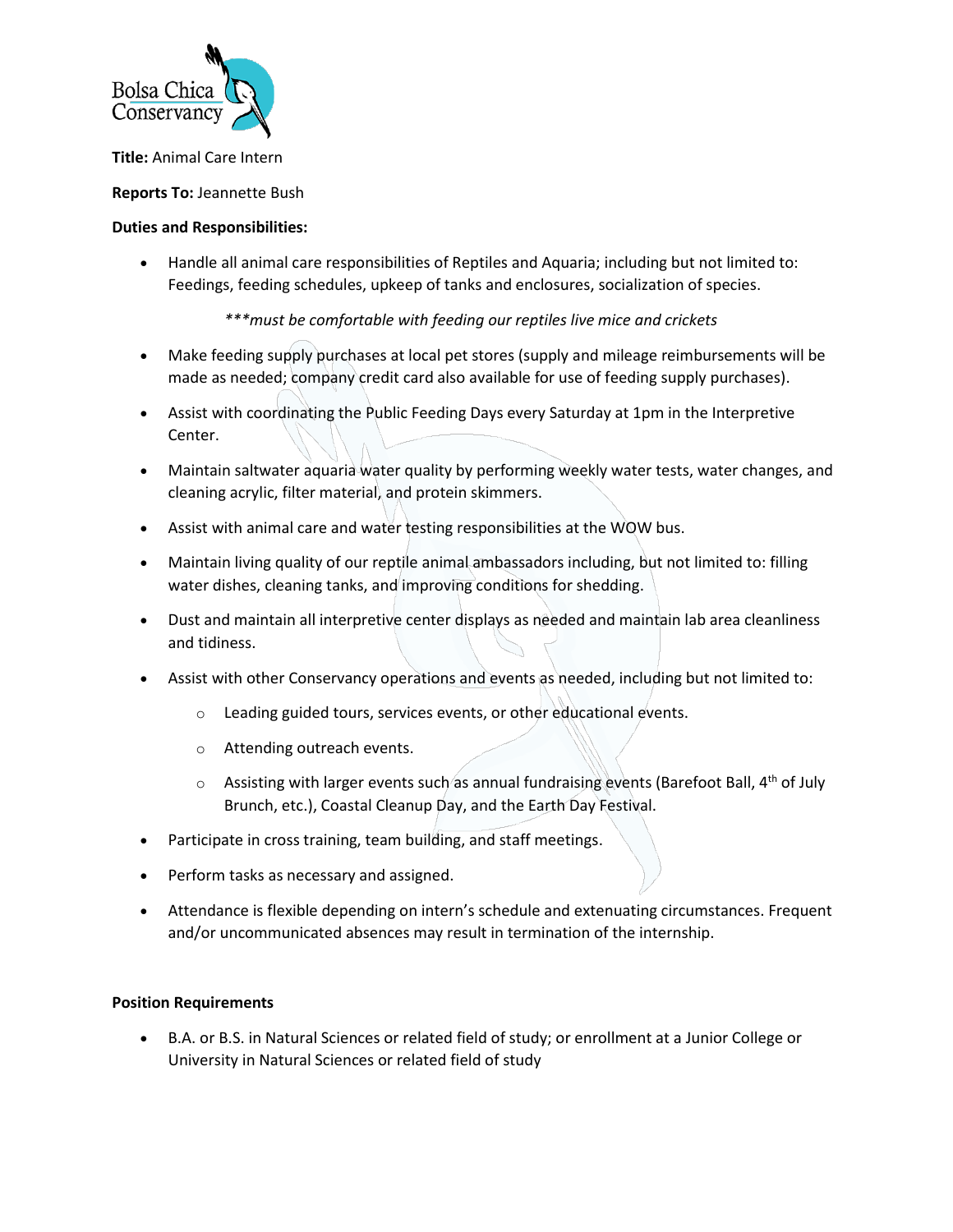Bolsa Chica Conservancy

**Title:** Animal Care Intern

**Reports To:** Jeannette Bush

**Duties and Responsibilities:**

- Handle all animal care responsibilities of Reptiles and Aquaria; including but not limited to: Feedings, feeding schedules, upkeep of tanks and enclosures, socialization of species.

  *\*\*\*must be comfortable with feeding our reptiles live mice and crickets*

- Make feeding supply purchases at local pet stores (supply and mileage reimbursements will be made as needed; company credit card also available for use of feeding supply purchases).
- Assist with coordinating the Public Feeding Days every Saturday at 1pm in the Interpretive Center.
- Maintain saltwater aquaria water quality by performing weekly water tests, water changes, and cleaning acrylic, filter material, and protein skimmers.
- Assist with animal care and water testing responsibilities at the WOW bus.
- Maintain living quality of our reptile animal ambassadors including, but not limited to: filling water dishes, cleaning tanks, and improving conditions for shedding.
- Dust and maintain all interpretive center displays as needed and maintain lab area cleanliness and tidiness.
- Assist with other Conservancy operations and events as needed, including but not limited to:
  - Leading guided tours, services events, or other educational events.
  - Attending outreach events.
  - Assisting with larger events such as annual fundraising events (Barefoot Ball, 4th of July Brunch, etc.), Coastal Cleanup Day, and the Earth Day Festival.
- Participate in cross training, team building, and staff meetings.
- Perform tasks as necessary and assigned.
- Attendance is flexible depending on intern's schedule and extenuating circumstances. Frequent and/or uncommunicated absences may result in termination of the internship.

**Position Requirements**

- B.A. or B.S. in Natural Sciences or related field of study; or enrollment at a Junior College or University in Natural Sciences or related field of study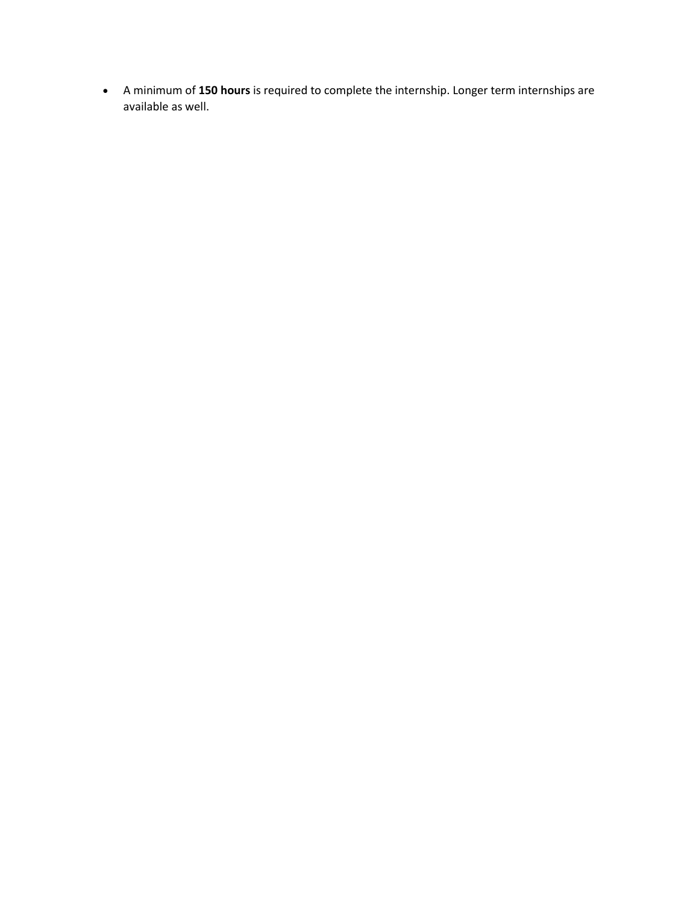- A minimum of **150 hours** is required to complete the internship. Longer term internships are available as well.